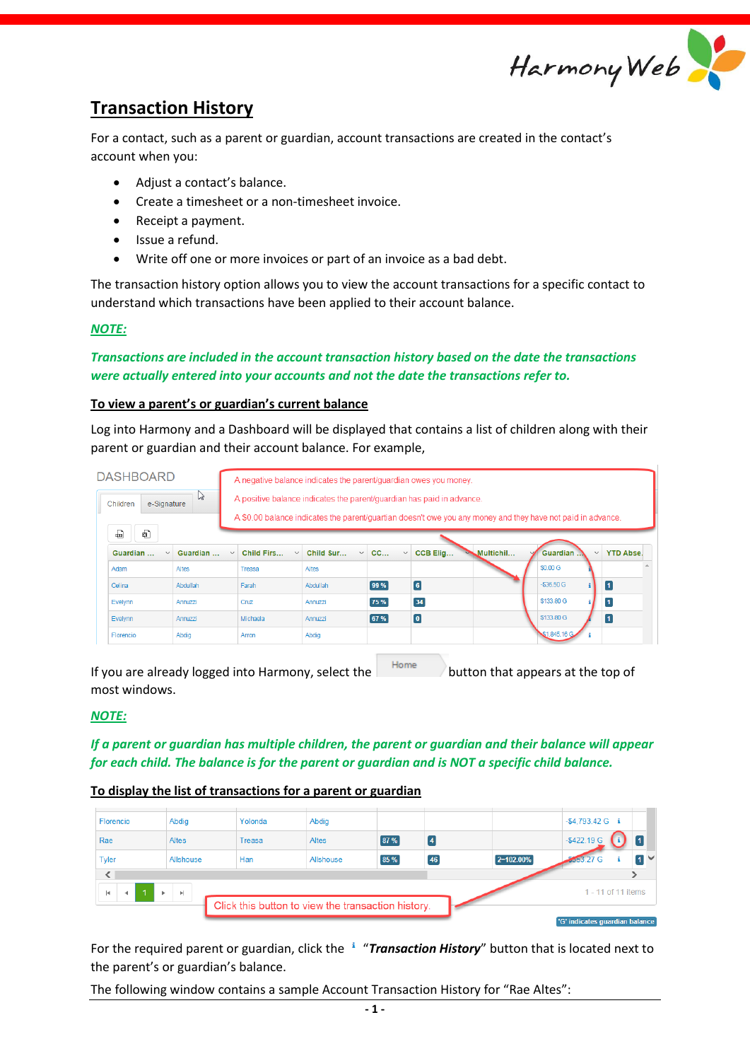# Transaction History

For a contact, such as a parent or guardian, account transactions are created in the contact's account when you:

- Adjust a contact's balance.
- Create a timesheet or a non-timesheet invoice.
- Receipt a payment.
- Issue a refund.
- Write off one or more invoices or part of an invoice as a bad debt.

The transaction history option allows you to view the account transactions for a specific contact to understand which transactions have been applied to their account balance.

***NOTE:***

***Transactions are included in the account transaction history based on the date the transactions were actually entered into your accounts and not the date the transactions refer to.***

## To view a parent's or guardian's current balance

Log into Harmony and a Dashboard will be displayed that contains a list of children along with their parent or guardian and their account balance. For example,

If you are already logged into Harmony, select the Home button that appears at the top of most windows.

***NOTE:***

***If a parent or guardian has multiple children, the parent or guardian and their balance will appear for each child. The balance is for the parent or guardian and is NOT a specific child balance.***

## To display the list of transactions for a parent or guardian

For the required parent or guardian, click the ℹ "***Transaction History***" button that is located next to the parent's or guardian's balance.

The following window contains a sample Account Transaction History for "Rae Altes":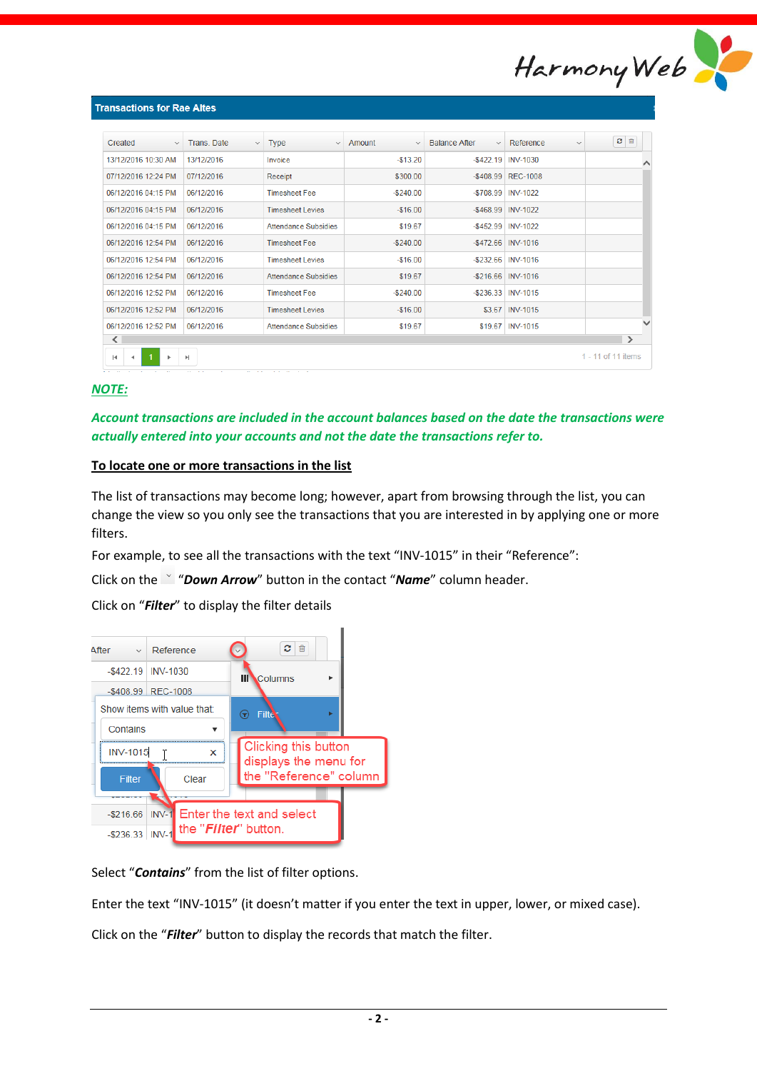**Transactions for Rae Altes**

| Created | Trans. Date | Type | Amount | Balance After | Reference |
|---|---|---|---|---|---|
| 13/12/2016 10:30 AM | 13/12/2016 | Invoice | -$13.20 | -$422.19 | INV-1030 |
| 07/12/2016 12:24 PM | 07/12/2016 | Receipt | $300.00 | -$408.99 | REC-1008 |
| 06/12/2016 04:15 PM | 06/12/2016 | Timesheet Fee | -$240.00 | -$708.99 | INV-1022 |
| 06/12/2016 04:15 PM | 06/12/2016 | Timesheet Levies | -$16.00 | -$468.99 | INV-1022 |
| 06/12/2016 04:15 PM | 06/12/2016 | Attendance Subsidies | $19.67 | -$452.99 | INV-1022 |
| 06/12/2016 12:54 PM | 06/12/2016 | Timesheet Fee | -$240.00 | -$472.66 | INV-1016 |
| 06/12/2016 12:54 PM | 06/12/2016 | Timesheet Levies | -$16.00 | -$232.66 | INV-1016 |
| 06/12/2016 12:54 PM | 06/12/2016 | Attendance Subsidies | $19.67 | -$216.66 | INV-1016 |
| 06/12/2016 12:52 PM | 06/12/2016 | Timesheet Fee | -$240.00 | -$236.33 | INV-1015 |
| 06/12/2016 12:52 PM | 06/12/2016 | Timesheet Levies | -$16.00 | $3.67 | INV-1015 |
| 06/12/2016 12:52 PM | 06/12/2016 | Attendance Subsidies | $19.67 | $19.67 | INV-1015 |

1 - 11 of 11 items

***NOTE:***

***Account transactions are included in the account balances based on the date the transactions were actually entered into your accounts and not the date the transactions refer to.***

**To locate one or more transactions in the list**

The list of transactions may become long; however, apart from browsing through the list, you can change the view so you only see the transactions that you are interested in by applying one or more filters.

For example, to see all the transactions with the text "INV-1015" in their "Reference":

Click on the "***Down Arrow***" button in the contact "***Name***" column header.

Click on "***Filter***" to display the filter details

Clicking this button displays the menu for the "Reference" column

Enter the text and select the "***Filter***" button.

Select "***Contains***" from the list of filter options.

Enter the text "INV-1015" (it doesn't matter if you enter the text in upper, lower, or mixed case).

Click on the "***Filter***" button to display the records that match the filter.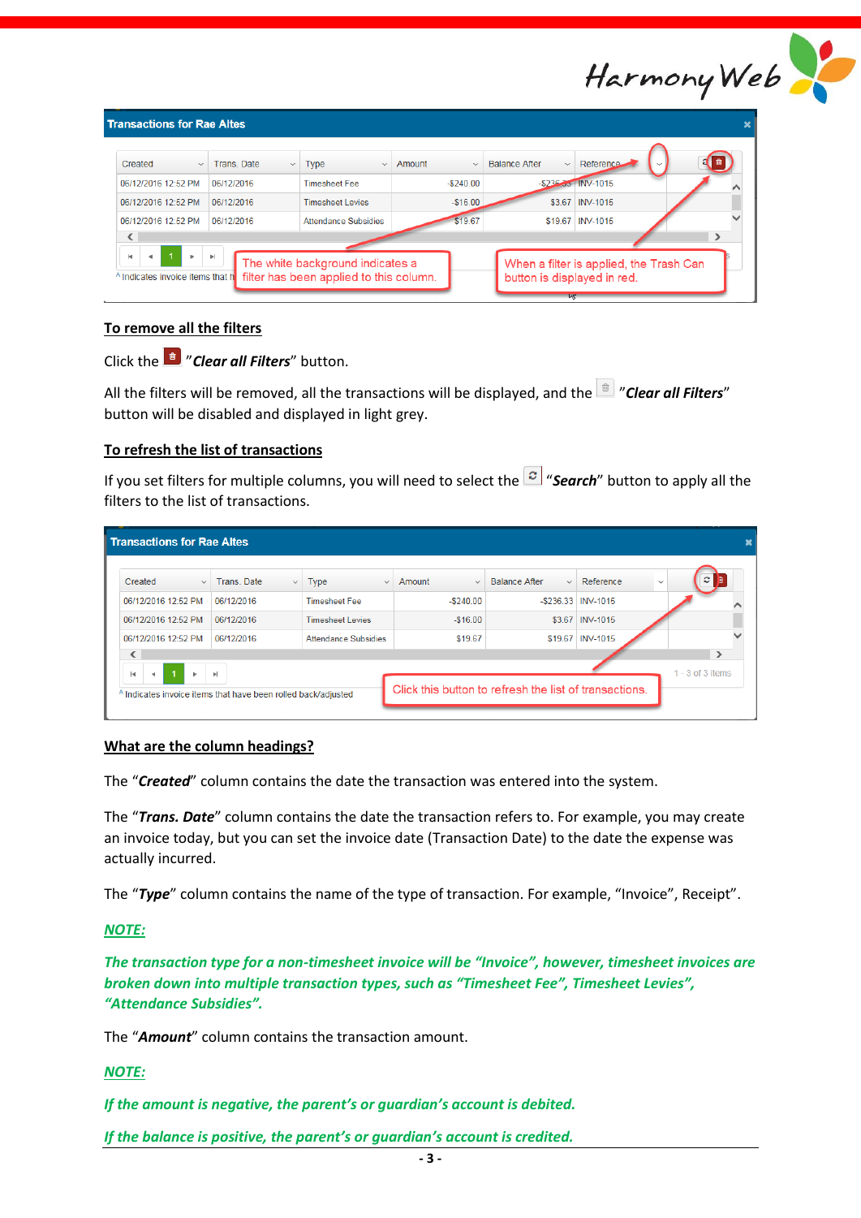## To remove all the filters

Click the "*Clear all Filters*" button.

All the filters will be removed, all the transactions will be displayed, and the "*Clear all Filters*" button will be disabled and displayed in light grey.

## To refresh the list of transactions

If you set filters for multiple columns, you will need to select the "*Search*" button to apply all the filters to the list of transactions.

## What are the column headings?

The "*Created*" column contains the date the transaction was entered into the system.

The "*Trans. Date*" column contains the date the transaction refers to. For example, you may create an invoice today, but you can set the invoice date (Transaction Date) to the date the expense was actually incurred.

The "*Type*" column contains the name of the type of transaction. For example, "Invoice", Receipt".

***NOTE:***

***The transaction type for a non-timesheet invoice will be "Invoice", however, timesheet invoices are broken down into multiple transaction types, such as "Timesheet Fee", Timesheet Levies", "Attendance Subsidies".***

The "*Amount*" column contains the transaction amount.

***NOTE:***

***If the amount is negative, the parent's or guardian's account is debited.***

***If the balance is positive, the parent's or guardian's account is credited.***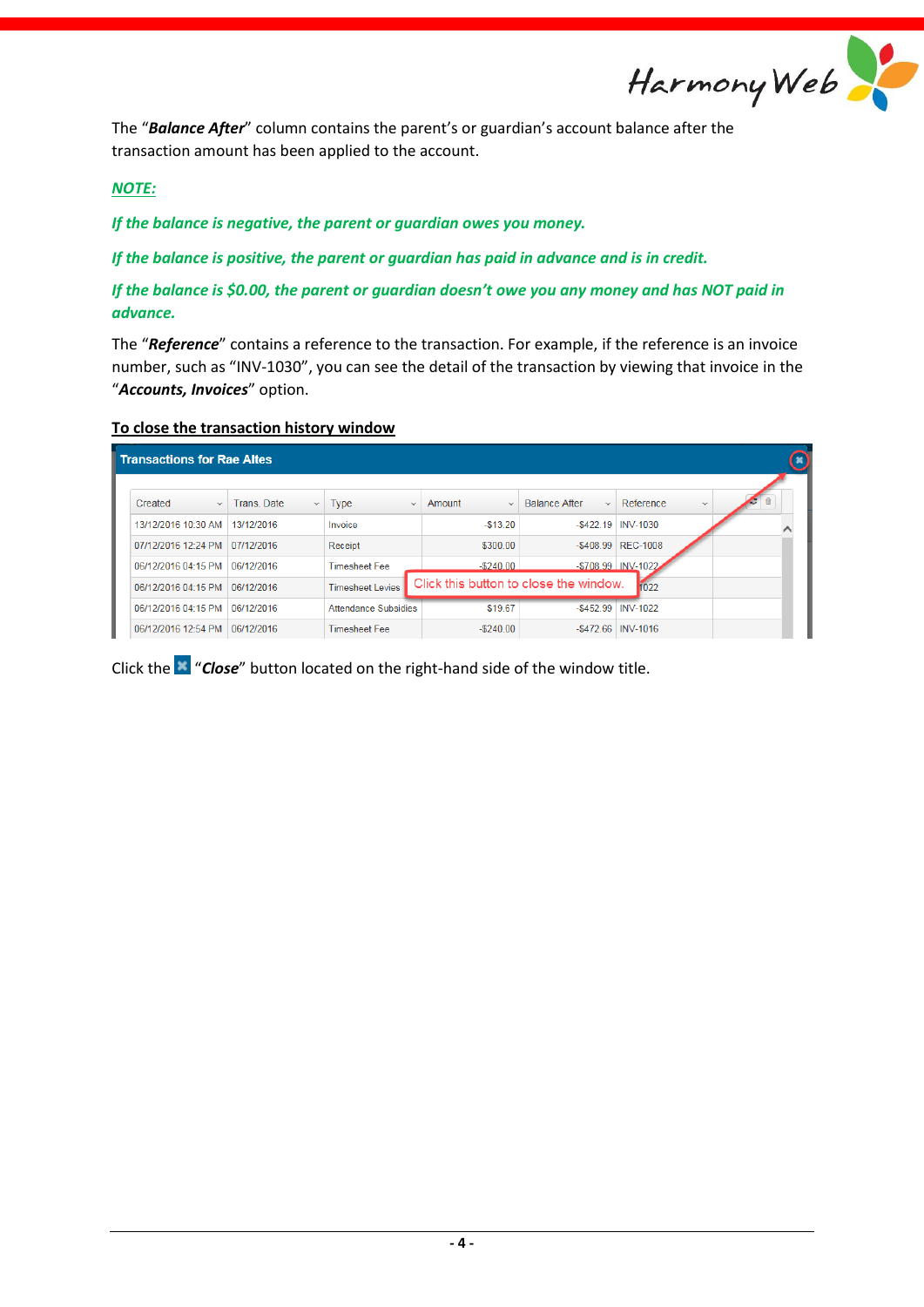The "***Balance After***" column contains the parent's or guardian's account balance after the transaction amount has been applied to the account.

***NOTE:***

***If the balance is negative, the parent or guardian owes you money.***

***If the balance is positive, the parent or guardian has paid in advance and is in credit.***

***If the balance is $0.00, the parent or guardian doesn't owe you any money and has NOT paid in advance.***

The "***Reference***" contains a reference to the transaction. For example, if the reference is an invoice number, such as "INV-1030", you can see the detail of the transaction by viewing that invoice in the "***Accounts, Invoices***" option.

**To close the transaction history window**

Click the "***Close***" button located on the right-hand side of the window title.